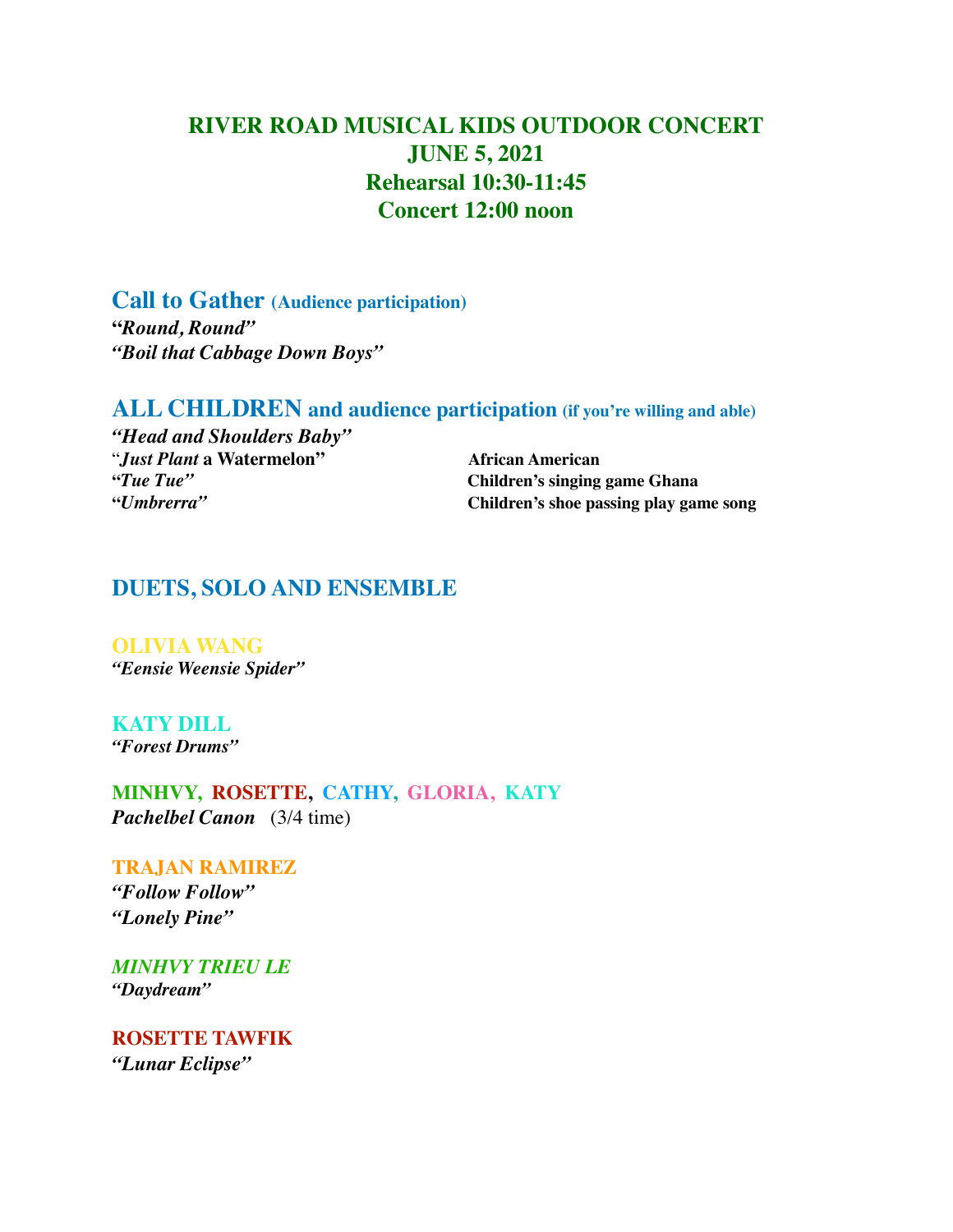# RIVER ROAD MUSICAL KIDS OUTDOOR CONCERT
## JUNE 5, 2021
## Rehearsal 10:30-11:45
## Concert 12:00 noon

## Call to Gather (Audience participation)

***"Round, Round"***
***"Boil that Cabbage Down Boys"***

## ALL CHILDREN and audience participation (if you're willing and able)

***"Head and Shoulders Baby"***

| | |
|---|---|
| "***Just Plant* a Watermelon"** | **African American** |
| ***"Tue Tue"*** | **Children's singing game Ghana** |
| ***"Umbrerra"*** | **Children's shoe passing play game song** |

## DUETS, SOLO AND ENSEMBLE

**OLIVIA WANG**
***"Eensie Weensie Spider"***

**KATY DILL**
***"Forest Drums"***

**MINHVY, ROSETTE, CATHY, GLORIA, KATY**
***Pachelbel Canon*** (3/4 time)

**TRAJAN RAMIREZ**
***"Follow Follow"***
***"Lonely Pine"***

***MINHVY TRIEU LE***
***"Daydream"***

**ROSETTE TAWFIK**
***"Lunar Eclipse"***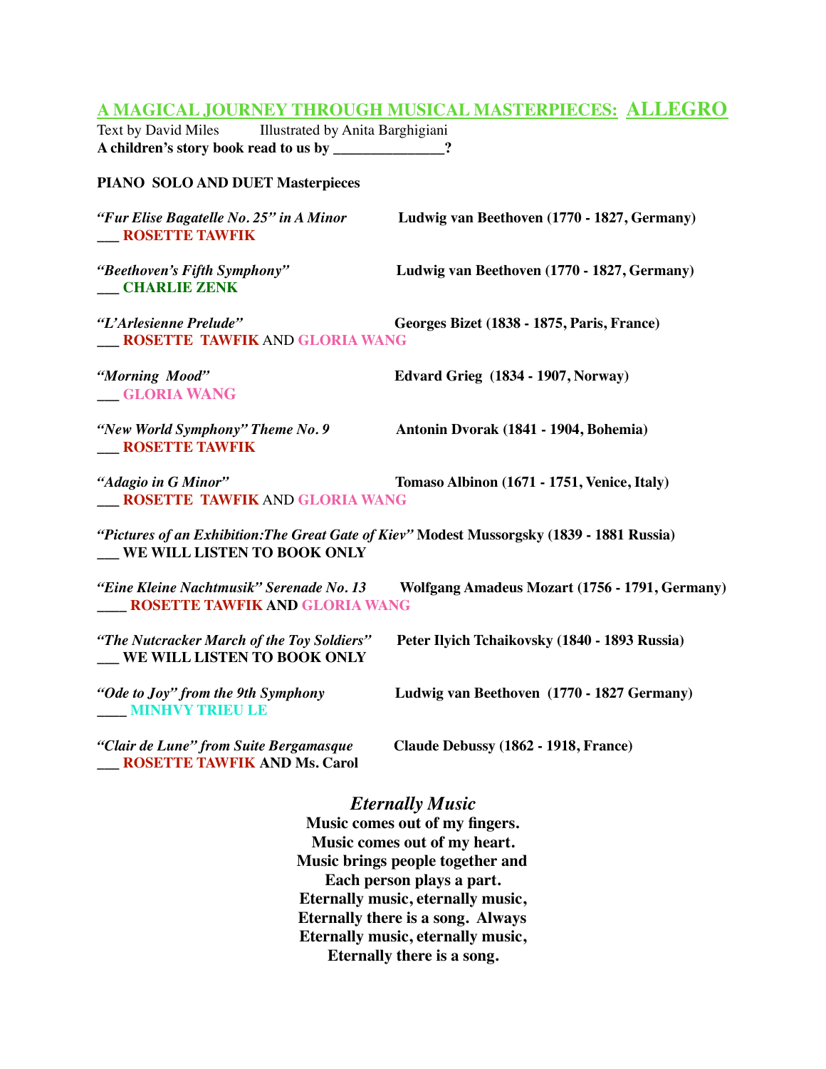## A MAGICAL JOURNEY THROUGH MUSICAL MASTERPIECES: ALLEGRO

Text by David Miles Illustrated by Anita Barghigiani

**A children's story book read to us by _______________?**

**PIANO SOLO AND DUET Masterpieces**

***"Fur Elise Bagatelle No. 25" in A Minor*** **Ludwig van Beethoven (1770 - 1827, Germany)**
**___ ROSETTE TAWFIK**

***"Beethoven's Fifth Symphony"*** **Ludwig van Beethoven (1770 - 1827, Germany)**
**___ CHARLIE ZENK**

***"L'Arlesienne Prelude"*** **Georges Bizet (1838 - 1875, Paris, France)**
**___ ROSETTE TAWFIK** AND **GLORIA WANG**

***"Morning Mood"*** **Edvard Grieg (1834 - 1907, Norway)**
**___ GLORIA WANG**

***"New World Symphony" Theme No. 9*** **Antonin Dvorak (1841 - 1904, Bohemia)**
**___ ROSETTE TAWFIK**

***"Adagio in G Minor"*** **Tomaso Albinon (1671 - 1751, Venice, Italy)**
**___ ROSETTE TAWFIK** AND **GLORIA WANG**

***"Pictures of an Exhibition:The Great Gate of Kiev"*** **Modest Mussorgsky (1839 - 1881 Russia)**
**___ WE WILL LISTEN TO BOOK ONLY**

***"Eine Kleine Nachtmusik" Serenade No. 13*** **Wolfgang Amadeus Mozart (1756 - 1791, Germany)**
**____ ROSETTE TAWFIK AND GLORIA WANG**

***"The Nutcracker March of the Toy Soldiers"*** **Peter Ilyich Tchaikovsky (1840 - 1893 Russia)**
**___ WE WILL LISTEN TO BOOK ONLY**

***"Ode to Joy" from the 9th Symphony*** **Ludwig van Beethoven (1770 - 1827 Germany)**
**____ MINHVY TRIEU LE**

***"Clair de Lune" from Suite Bergamasque*** **Claude Debussy (1862 - 1918, France)**
**___ ROSETTE TAWFIK AND Ms. Carol**

### *Eternally Music*

**Music comes out of my fingers.**
**Music comes out of my heart.**
**Music brings people together and**
**Each person plays a part.**
**Eternally music, eternally music,**
**Eternally there is a song. Always**
**Eternally music, eternally music,**
**Eternally there is a song.**